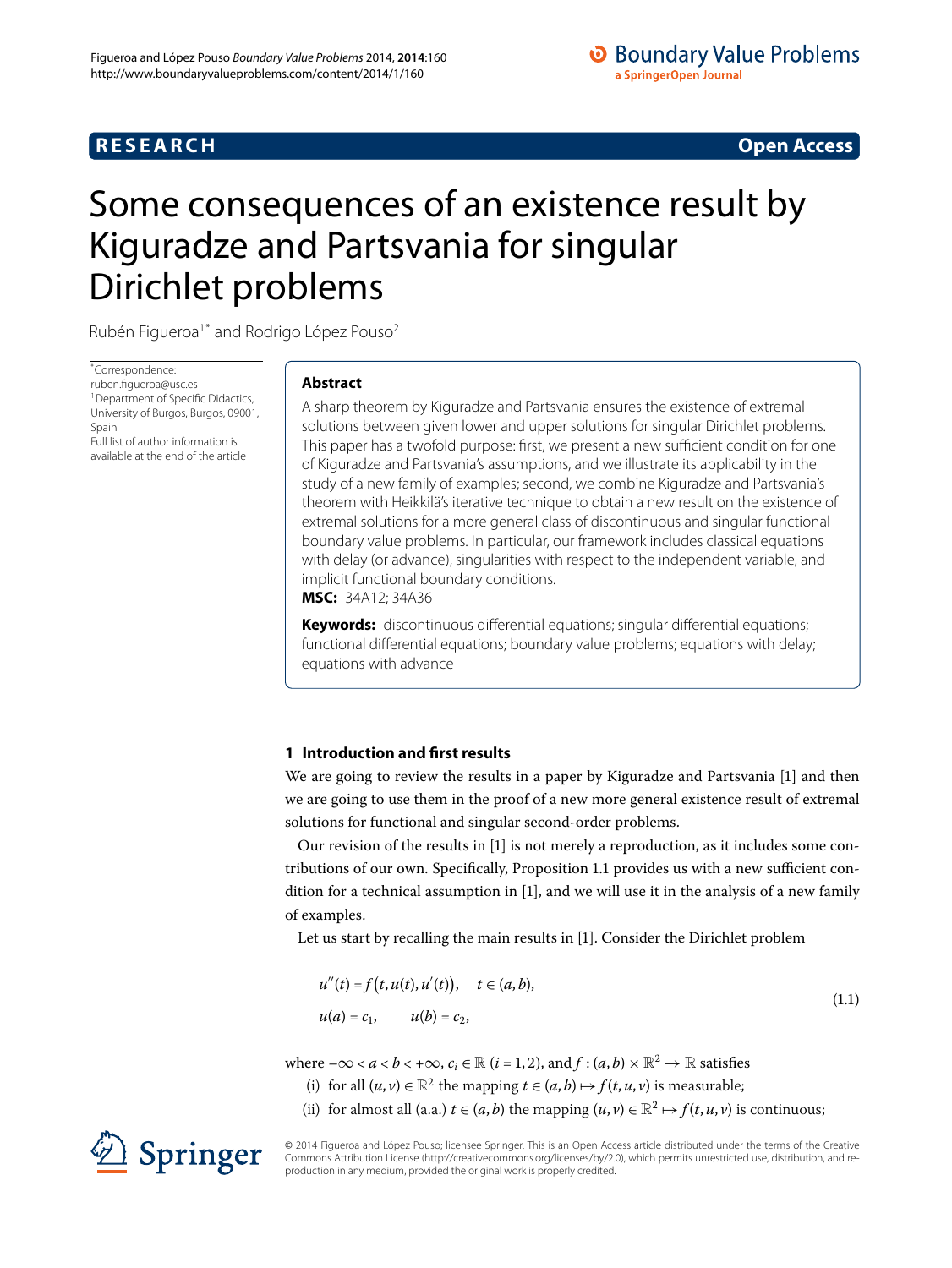RESEARCH

Open Access

# Some consequences of an existence result by Kiguradze and Partsvania for singular Dirichlet problems

Rubén Figueroa[1*] and Rodrigo López Pouso[2]

*Correspondence: ruben.figueroa@usc.es
[1]Department of Specific Didactics, University of Burgos, Burgos, 09001, Spain
Full list of author information is available at the end of the article

## Abstract

A sharp theorem by Kiguradze and Partsvania ensures the existence of extremal solutions between given lower and upper solutions for singular Dirichlet problems. This paper has a twofold purpose: first, we present a new sufficient condition for one of Kiguradze and Partsvania's assumptions, and we illustrate its applicability in the study of a new family of examples; second, we combine Kiguradze and Partsvania's theorem with Heikkilä's iterative technique to obtain a new result on the existence of extremal solutions for a more general class of discontinuous and singular functional boundary value problems. In particular, our framework includes classical equations with delay (or advance), singularities with respect to the independent variable, and implicit functional boundary conditions.

**MSC:** 34A12; 34A36

**Keywords:** discontinuous differential equations; singular differential equations; functional differential equations; boundary value problems; equations with delay; equations with advance

## 1 Introduction and first results

We are going to review the results in a paper by Kiguradze and Partsvania [1] and then we are going to use them in the proof of a new more general existence result of extremal solutions for functional and singular second-order problems.

Our revision of the results in [1] is not merely a reproduction, as it includes some contributions of our own. Specifically, Proposition 1.1 provides us with a new sufficient condition for a technical assumption in [1], and we will use it in the analysis of a new family of examples.

Let us start by recalling the main results in [1]. Consider the Dirichlet problem

$$
\begin{aligned}
&u''(t) = f\big(t, u(t), u'(t)\big), \quad t \in (a, b),\\
&u(a) = c_1, \qquad u(b) = c_2,
\end{aligned}
\tag{1.1}
$$

where $-\infty < a < b < +\infty$, $c_i \in \mathbb{R}$ $(i = 1, 2)$, and $f : (a, b) \times \mathbb{R}^2 \to \mathbb{R}$ satisfies

(i) for all $(u, v) \in \mathbb{R}^2$ the mapping $t \in (a, b) \mapsto f(t, u, v)$ is measurable;

(ii) for almost all (a.a.) $t \in (a, b)$ the mapping $(u, v) \in \mathbb{R}^2 \mapsto f(t, u, v)$ is continuous;

© 2014 Figueroa and López Pouso; licensee Springer. This is an Open Access article distributed under the terms of the Creative Commons Attribution License (http://creativecommons.org/licenses/by/2.0), which permits unrestricted use, distribution, and reproduction in any medium, provided the original work is properly credited.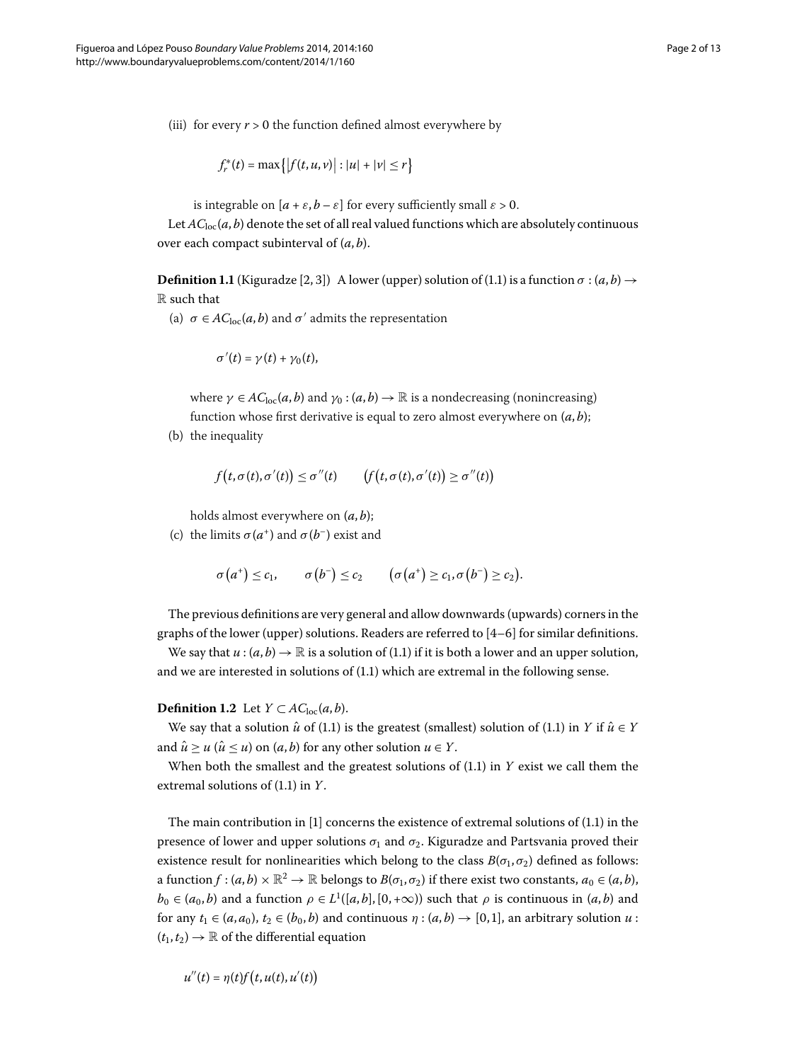(iii) for every $r > 0$ the function defined almost everywhere by

$$f_r^*(t) = \max\{|f(t,u,v)| : |u| + |v| \le r\}$$

is integrable on $[a+\varepsilon, b-\varepsilon]$ for every sufficiently small $\varepsilon > 0$.

Let $AC_{\text{loc}}(a,b)$ denote the set of all real valued functions which are absolutely continuous over each compact subinterval of $(a,b)$.

**Definition 1.1** (Kiguradze [2, 3]) A lower (upper) solution of (1.1) is a function $\sigma : (a,b) \to \mathbb{R}$ such that

(a) $\sigma \in AC_{\text{loc}}(a,b)$ and $\sigma'$ admits the representation

$$\sigma'(t) = \gamma(t) + \gamma_0(t),$$

where $\gamma \in AC_{\text{loc}}(a,b)$ and $\gamma_0 : (a,b) \to \mathbb{R}$ is a nondecreasing (nonincreasing) function whose first derivative is equal to zero almost everywhere on $(a,b)$;

(b) the inequality

$$f(t,\sigma(t),\sigma'(t)) \le \sigma''(t) \qquad \big(f(t,\sigma(t),\sigma'(t)) \ge \sigma''(t)\big)$$

holds almost everywhere on $(a,b)$;

(c) the limits $\sigma(a^+)$ and $\sigma(b^-)$ exist and

$$\sigma(a^+) \le c_1, \qquad \sigma(b^-) \le c_2 \qquad \big(\sigma(a^+) \ge c_1, \sigma(b^-) \ge c_2\big).$$

The previous definitions are very general and allow downwards (upwards) corners in the graphs of the lower (upper) solutions. Readers are referred to [4–6] for similar definitions.

We say that $u : (a,b) \to \mathbb{R}$ is a solution of (1.1) if it is both a lower and an upper solution, and we are interested in solutions of (1.1) which are extremal in the following sense.

**Definition 1.2** Let $Y \subset AC_{\text{loc}}(a,b)$.

We say that a solution $\hat{u}$ of (1.1) is the greatest (smallest) solution of (1.1) in $Y$ if $\hat{u} \in Y$ and $\hat{u} \ge u$ ($\hat{u} \le u$) on $(a,b)$ for any other solution $u \in Y$.

When both the smallest and the greatest solutions of (1.1) in $Y$ exist we call them the extremal solutions of (1.1) in $Y$.

The main contribution in [1] concerns the existence of extremal solutions of (1.1) in the presence of lower and upper solutions $\sigma_1$ and $\sigma_2$. Kiguradze and Partsvania proved their existence result for nonlinearities which belong to the class $B(\sigma_1,\sigma_2)$ defined as follows: a function $f : (a,b) \times \mathbb{R}^2 \to \mathbb{R}$ belongs to $B(\sigma_1,\sigma_2)$ if there exist two constants, $a_0 \in (a,b)$, $b_0 \in (a_0,b)$ and a function $\rho \in L^1([a,b],[0,+\infty))$ such that $\rho$ is continuous in $(a,b)$ and for any $t_1 \in (a,a_0)$, $t_2 \in (b_0,b)$ and continuous $\eta : (a,b) \to [0,1]$, an arbitrary solution $u : (t_1,t_2) \to \mathbb{R}$ of the differential equation

$$u''(t) = \eta(t) f(t,u(t),u'(t))$$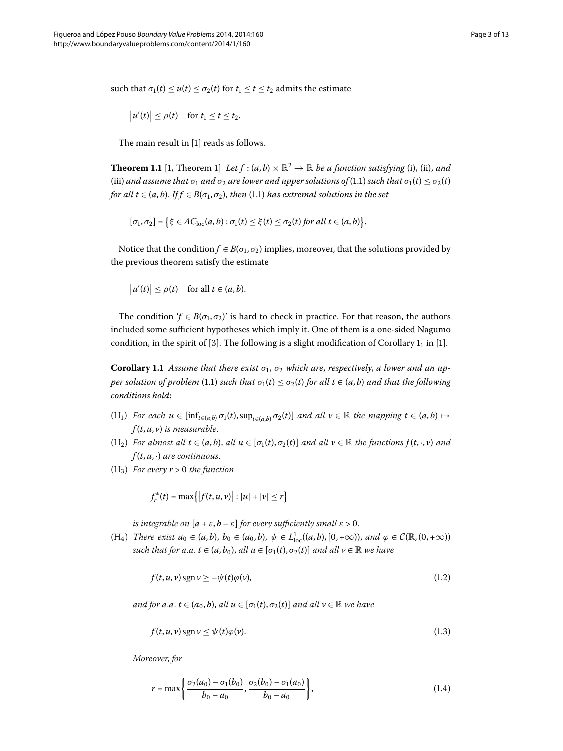such that $\sigma_1(t) \le u(t) \le \sigma_2(t)$ for $t_1 \le t \le t_2$ admits the estimate

$$\left|u'(t)\right| \le \rho(t) \quad \text{for } t_1 \le t \le t_2.$$

The main result in [1] reads as follows.

**Theorem 1.1** [1, Theorem 1] *Let $f : (a,b) \times \mathbb{R}^2 \to \mathbb{R}$ be a function satisfying* (i), (ii), *and* (iii) *and assume that $\sigma_1$ and $\sigma_2$ are lower and upper solutions of* (1.1) *such that $\sigma_1(t) \le \sigma_2(t)$ for all $t \in (a,b)$. If $f \in B(\sigma_1, \sigma_2)$, then* (1.1) *has extremal solutions in the set*

$$[\sigma_1, \sigma_2] = \left\{ \xi \in AC_{\text{loc}}(a,b) : \sigma_1(t) \le \xi(t) \le \sigma_2(t) \text{ for all } t \in (a,b) \right\}.$$

Notice that the condition $f \in B(\sigma_1, \sigma_2)$ implies, moreover, that the solutions provided by the previous theorem satisfy the estimate

$$\left|u'(t)\right| \le \rho(t) \quad \text{for all } t \in (a,b).$$

The condition '$f \in B(\sigma_1, \sigma_2)$' is hard to check in practice. For that reason, the authors included some sufficient hypotheses which imply it. One of them is a one-sided Nagumo condition, in the spirit of [3]. The following is a slight modification of Corollary $1_1$ in [1].

**Corollary 1.1** *Assume that there exist $\sigma_1$, $\sigma_2$ which are, respectively, a lower and an upper solution of problem* (1.1) *such that $\sigma_1(t) \le \sigma_2(t)$ for all $t \in (a,b)$ and that the following conditions hold*:

- ($H_1$) *For each $u \in [\inf_{t\in(a,b)} \sigma_1(t), \sup_{t\in(a,b)} \sigma_2(t)]$ and all $v \in \mathbb{R}$ the mapping $t \in (a,b) \mapsto f(t,u,v)$ is measurable.*
- ($H_2$) *For almost all $t \in (a,b)$, all $u \in [\sigma_1(t), \sigma_2(t)]$ and all $v \in \mathbb{R}$ the functions $f(t,\cdot,v)$ and $f(t,u,\cdot)$ are continuous.*
- ($H_3$) *For every $r > 0$ the function*

  $$f_r^*(t) = \max\left\{ \left|f(t,u,v)\right| : |u| + |v| \le r \right\}$$

  *is integrable on $[a+\varepsilon, b-\varepsilon]$ for every sufficiently small $\varepsilon > 0$.*
- ($H_4$) *There exist $a_0 \in (a,b)$, $b_0 \in (a_0,b)$, $\psi \in L^1_{\text{loc}}((a,b),[0,+\infty))$, and $\varphi \in \mathcal{C}(\mathbb{R},(0,+\infty))$ such that for a.a. $t \in (a,b_0)$, all $u \in [\sigma_1(t), \sigma_2(t)]$ and all $v \in \mathbb{R}$ we have*

  $$f(t,u,v) \operatorname{sgn} v \ge -\psi(t)\varphi(v), \tag{1.2}$$

  *and for a.a. $t \in (a_0,b)$, all $u \in [\sigma_1(t), \sigma_2(t)]$ and all $v \in \mathbb{R}$ we have*

  $$f(t,u,v) \operatorname{sgn} v \le \psi(t)\varphi(v). \tag{1.3}$$

  *Moreover, for*

  $$r = \max\left\{ \frac{\sigma_2(a_0) - \sigma_1(b_0)}{b_0 - a_0}, \frac{\sigma_2(b_0) - \sigma_1(a_0)}{b_0 - a_0} \right\}, \tag{1.4}$$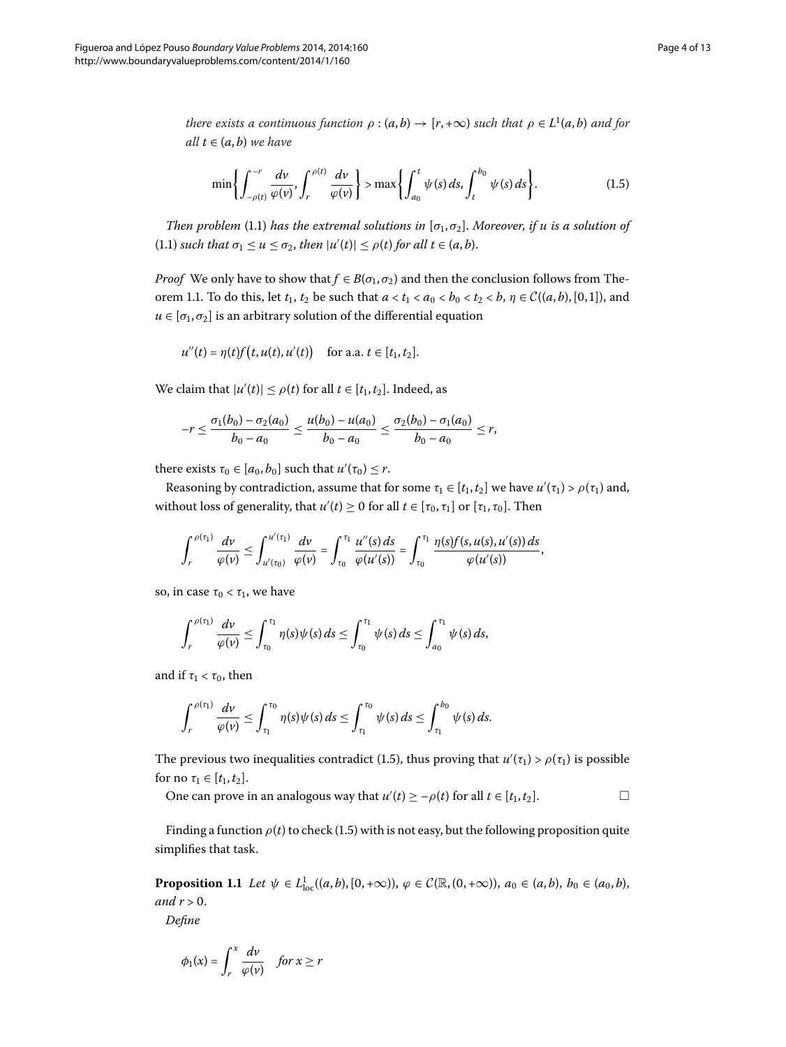*there exists a continuous function $\rho : (a,b) \to [r,+\infty)$ such that $\rho \in L^1(a,b)$ and for all $t \in (a,b)$ we have*

$$\min\left\{ \int_{-\rho(t)}^{-r} \frac{dv}{\varphi(v)}, \int_r^{\rho(t)} \frac{dv}{\varphi(v)} \right\} > \max\left\{ \int_{a_0}^{t} \psi(s)\,ds, \int_t^{b_0} \psi(s)\,ds \right\}. \tag{1.5}$$

*Then problem* (1.1) *has the extremal solutions in* $[\sigma_1, \sigma_2]$. *Moreover, if* $u$ *is a solution of* (1.1) *such that* $\sigma_1 \le u \le \sigma_2$, *then* $|u'(t)| \le \rho(t)$ *for all* $t \in (a,b)$.

*Proof* We only have to show that $f \in B(\sigma_1, \sigma_2)$ and then the conclusion follows from Theorem 1.1. To do this, let $t_1$, $t_2$ be such that $a < t_1 < a_0 < b_0 < t_2 < b$, $\eta \in \mathcal{C}((a,b),[0,1])$, and $u \in [\sigma_1, \sigma_2]$ is an arbitrary solution of the differential equation

$$u''(t) = \eta(t) f\big(t, u(t), u'(t)\big) \quad \text{for a.a. } t \in [t_1, t_2].$$

We claim that $|u'(t)| \le \rho(t)$ for all $t \in [t_1, t_2]$. Indeed, as

$$-r \le \frac{\sigma_1(b_0) - \sigma_2(a_0)}{b_0 - a_0} \le \frac{u(b_0) - u(a_0)}{b_0 - a_0} \le \frac{\sigma_2(b_0) - \sigma_1(a_0)}{b_0 - a_0} \le r,$$

there exists $\tau_0 \in [a_0, b_0]$ such that $u'(\tau_0) \le r$.

Reasoning by contradiction, assume that for some $\tau_1 \in [t_1, t_2]$ we have $u'(\tau_1) > \rho(\tau_1)$ and, without loss of generality, that $u'(t) \ge 0$ for all $t \in [\tau_0, \tau_1]$ or $[\tau_1, \tau_0]$. Then

$$\int_r^{\rho(\tau_1)} \frac{dv}{\varphi(v)} \le \int_{u'(\tau_0)}^{u'(\tau_1)} \frac{dv}{\varphi(v)} = \int_{\tau_0}^{\tau_1} \frac{u''(s)\,ds}{\varphi(u'(s))} = \int_{\tau_0}^{\tau_1} \frac{\eta(s) f(s,u(s),u'(s))\,ds}{\varphi(u'(s))},$$

so, in case $\tau_0 < \tau_1$, we have

$$\int_r^{\rho(\tau_1)} \frac{dv}{\varphi(v)} \le \int_{\tau_0}^{\tau_1} \eta(s)\psi(s)\,ds \le \int_{\tau_0}^{\tau_1} \psi(s)\,ds \le \int_{a_0}^{\tau_1} \psi(s)\,ds,$$

and if $\tau_1 < \tau_0$, then

$$\int_r^{\rho(\tau_1)} \frac{dv}{\varphi(v)} \le \int_{\tau_1}^{\tau_0} \eta(s)\psi(s)\,ds \le \int_{\tau_1}^{\tau_0} \psi(s)\,ds \le \int_{\tau_1}^{b_0} \psi(s)\,ds.$$

The previous two inequalities contradict (1.5), thus proving that $u'(\tau_1) > \rho(\tau_1)$ is possible for no $\tau_1 \in [t_1, t_2]$.

One can prove in an analogous way that $u'(t) \ge -\rho(t)$ for all $t \in [t_1, t_2]$. □

Finding a function $\rho(t)$ to check (1.5) with is not easy, but the following proposition quite simplifies that task.

**Proposition 1.1** *Let* $\psi \in L^1_{\text{loc}}((a,b),[0,+\infty))$, $\varphi \in \mathcal{C}(\mathbb{R},(0,+\infty))$, $a_0 \in (a,b)$, $b_0 \in (a_0,b)$, *and* $r > 0$.

*Define*

$$\phi_1(x) = \int_r^x \frac{dv}{\varphi(v)} \quad \textit{for } x \ge r$$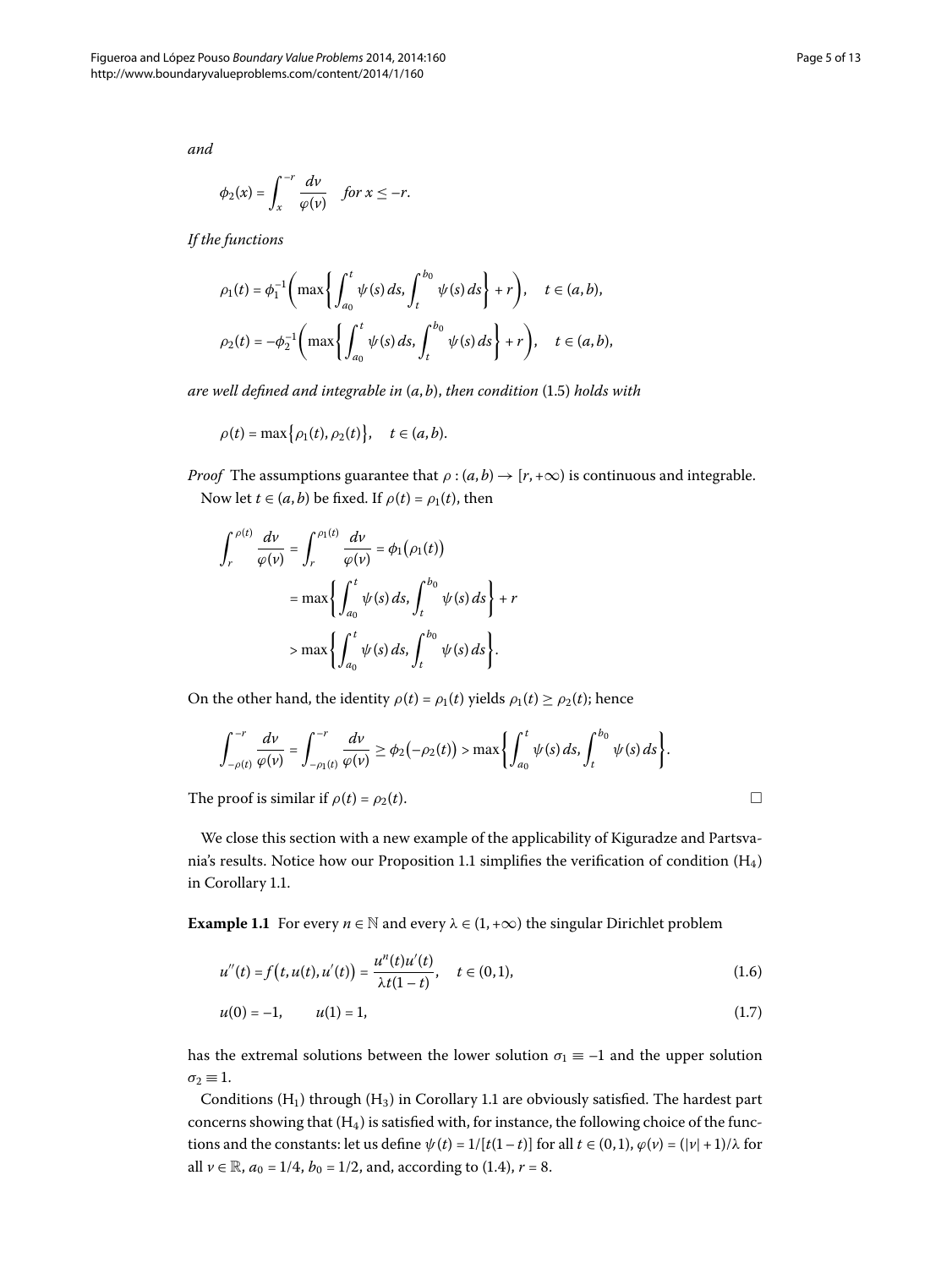*and*

$$\phi_2(x) = \int_x^{-r} \frac{dv}{\varphi(v)} \quad \textit{for } x \le -r.$$

*If the functions*

$$\rho_1(t) = \phi_1^{-1}\left( \max\left\{ \int_{a_0}^t \psi(s)\,ds, \int_t^{b_0} \psi(s)\,ds \right\} + r \right), \quad t \in (a,b),$$

$$\rho_2(t) = -\phi_2^{-1}\left( \max\left\{ \int_{a_0}^t \psi(s)\,ds, \int_t^{b_0} \psi(s)\,ds \right\} + r \right), \quad t \in (a,b),$$

*are well defined and integrable in* $(a,b)$, *then condition* (1.5) *holds with*

$$\rho(t) = \max\{\rho_1(t), \rho_2(t)\}, \quad t \in (a,b).$$

*Proof* The assumptions guarantee that $\rho : (a,b) \to [r, +\infty)$ is continuous and integrable.

Now let $t \in (a,b)$ be fixed. If $\rho(t) = \rho_1(t)$, then

$$\begin{aligned}
\int_r^{\rho(t)} \frac{dv}{\varphi(v)} &= \int_r^{\rho_1(t)} \frac{dv}{\varphi(v)} = \phi_1(\rho_1(t)) \\
&= \max\left\{ \int_{a_0}^t \psi(s)\,ds, \int_t^{b_0} \psi(s)\,ds \right\} + r \\
&> \max\left\{ \int_{a_0}^t \psi(s)\,ds, \int_t^{b_0} \psi(s)\,ds \right\}.
\end{aligned}$$

On the other hand, the identity $\rho(t) = \rho_1(t)$ yields $\rho_1(t) \ge \rho_2(t)$; hence

$$\int_{-\rho(t)}^{-r} \frac{dv}{\varphi(v)} = \int_{-\rho_1(t)}^{-r} \frac{dv}{\varphi(v)} \ge \phi_2(-\rho_2(t)) > \max\left\{ \int_{a_0}^t \psi(s)\,ds, \int_t^{b_0} \psi(s)\,ds \right\}.$$

The proof is similar if $\rho(t) = \rho_2(t)$. □

We close this section with a new example of the applicability of Kiguradze and Partsvania's results. Notice how our Proposition 1.1 simplifies the verification of condition $(\mathrm{H}_4)$ in Corollary 1.1.

**Example 1.1** For every $n \in \mathbb{N}$ and every $\lambda \in (1, +\infty)$ the singular Dirichlet problem

$$u''(t) = f(t, u(t), u'(t)) = \frac{u^n(t)u'(t)}{\lambda t(1-t)}, \quad t \in (0,1), \tag{1.6}$$

$$u(0) = -1, \qquad u(1) = 1, \tag{1.7}$$

has the extremal solutions between the lower solution $\sigma_1 \equiv -1$ and the upper solution $\sigma_2 \equiv 1$.

Conditions $(\mathrm{H}_1)$ through $(\mathrm{H}_3)$ in Corollary 1.1 are obviously satisfied. The hardest part concerns showing that $(\mathrm{H}_4)$ is satisfied with, for instance, the following choice of the functions and the constants: let us define $\psi(t) = 1/[t(1-t)]$ for all $t \in (0,1)$, $\varphi(v) = (|v|+1)/\lambda$ for all $v \in \mathbb{R}$, $a_0 = 1/4$, $b_0 = 1/2$, and, according to (1.4), $r = 8$.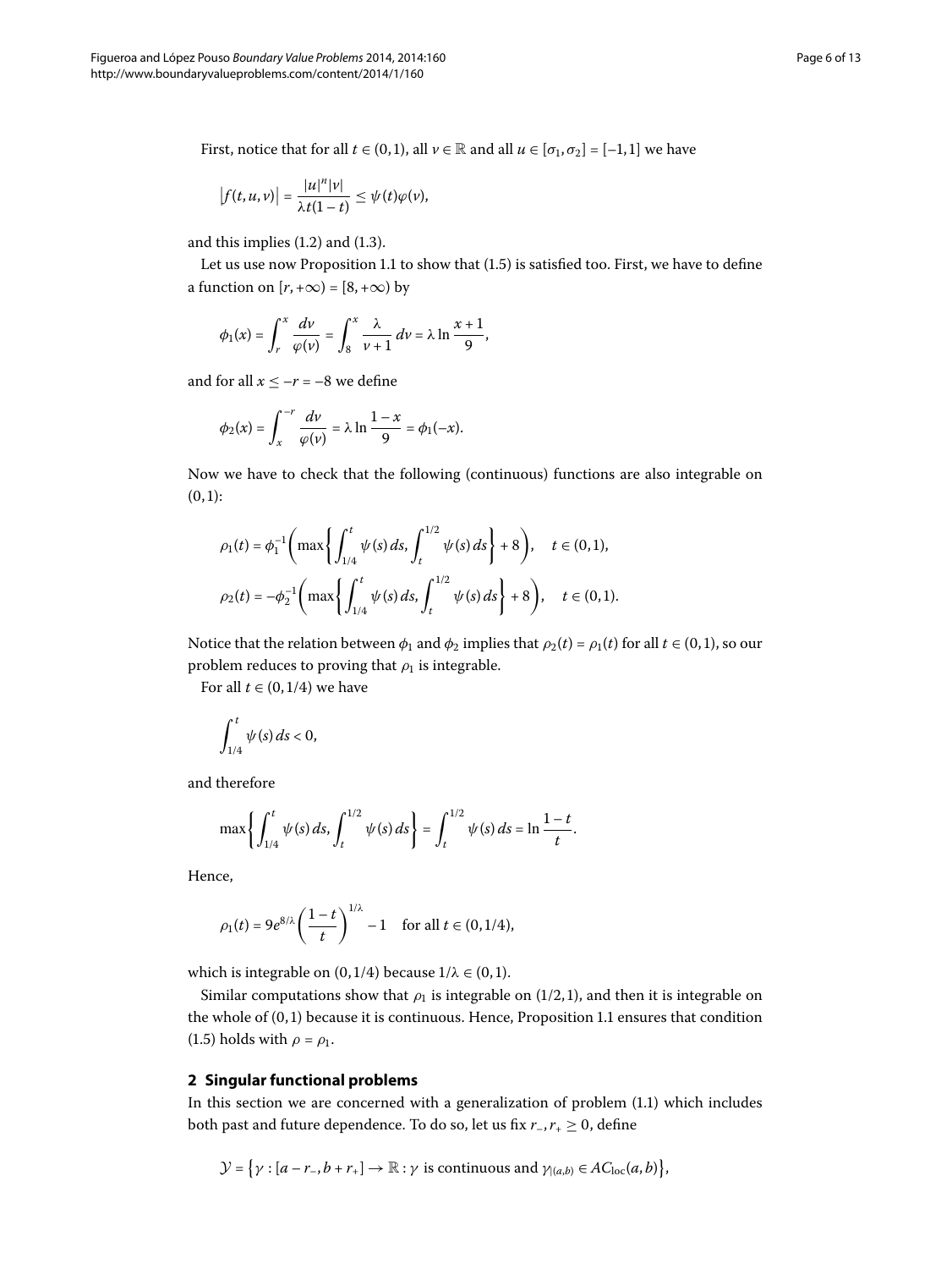First, notice that for all $t \in (0,1)$, all $v \in \mathbb{R}$ and all $u \in [\sigma_1, \sigma_2] = [-1,1]$ we have

$$\left|f(t,u,v)\right| = \frac{|u|^n |v|}{\lambda t(1-t)} \leq \psi(t)\varphi(v),$$

and this implies (1.2) and (1.3).

Let us use now Proposition 1.1 to show that (1.5) is satisfied too. First, we have to define a function on $[r, +\infty) = [8, +\infty)$ by

$$\phi_1(x) = \int_r^x \frac{dv}{\varphi(v)} = \int_8^x \frac{\lambda}{v+1}\, dv = \lambda \ln \frac{x+1}{9},$$

and for all $x \leq -r = -8$ we define

$$\phi_2(x) = \int_x^{-r} \frac{dv}{\varphi(v)} = \lambda \ln \frac{1-x}{9} = \phi_1(-x).$$

Now we have to check that the following (continuous) functions are also integrable on $(0,1)$:

$$\rho_1(t) = \phi_1^{-1}\left(\max\left\{\int_{1/4}^t \psi(s)\, ds, \int_t^{1/2} \psi(s)\, ds\right\} + 8\right), \quad t \in (0,1),$$
$$\rho_2(t) = -\phi_2^{-1}\left(\max\left\{\int_{1/4}^t \psi(s)\, ds, \int_t^{1/2} \psi(s)\, ds\right\} + 8\right), \quad t \in (0,1).$$

Notice that the relation between $\phi_1$ and $\phi_2$ implies that $\rho_2(t) = \rho_1(t)$ for all $t \in (0,1)$, so our problem reduces to proving that $\rho_1$ is integrable.

For all $t \in (0, 1/4)$ we have

$$\int_{1/4}^t \psi(s)\, ds < 0,$$

and therefore

$$\max\left\{\int_{1/4}^t \psi(s)\, ds, \int_t^{1/2} \psi(s)\, ds\right\} = \int_t^{1/2} \psi(s)\, ds = \ln \frac{1-t}{t}.$$

Hence,

$$\rho_1(t) = 9e^{8/\lambda}\left(\frac{1-t}{t}\right)^{1/\lambda} - 1 \quad \text{for all } t \in (0, 1/4),$$

which is integrable on $(0, 1/4)$ because $1/\lambda \in (0,1)$.

Similar computations show that $\rho_1$ is integrable on $(1/2, 1)$, and then it is integrable on the whole of $(0,1)$ because it is continuous. Hence, Proposition 1.1 ensures that condition (1.5) holds with $\rho = \rho_1$.

## 2 Singular functional problems

In this section we are concerned with a generalization of problem (1.1) which includes both past and future dependence. To do so, let us fix $r_-, r_+ \geq 0$, define

$$\mathcal{Y} = \left\{\gamma : [a - r_-, b + r_+] \to \mathbb{R} : \gamma \text{ is continuous and } \gamma_{|(a,b)} \in AC_{\text{loc}}(a,b)\right\},$$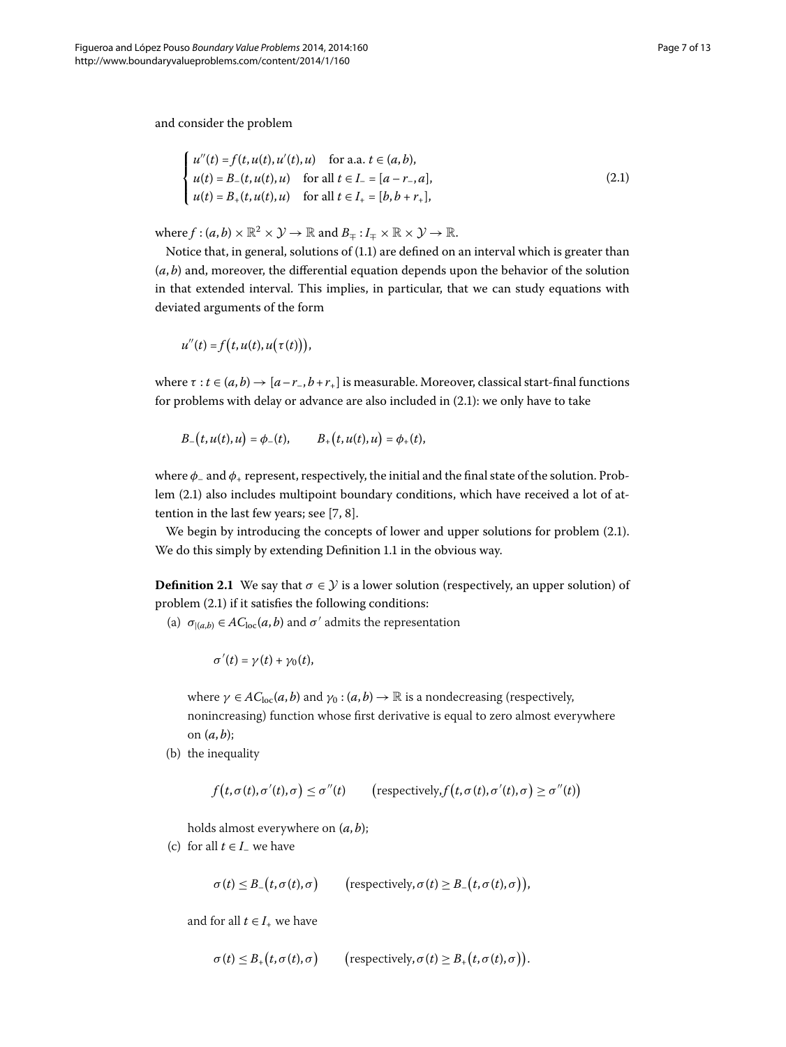and consider the problem

$$\begin{cases} u''(t) = f(t, u(t), u'(t), u) & \text{for a.a. } t \in (a,b), \\ u(t) = B_-(t, u(t), u) & \text{for all } t \in I_- = [a - r_-, a], \\ u(t) = B_+(t, u(t), u) & \text{for all } t \in I_+ = [b, b + r_+], \end{cases} \tag{2.1}$$

where $f : (a,b) \times \mathbb{R}^2 \times \mathcal{Y} \to \mathbb{R}$ and $B_\mp : I_\mp \times \mathbb{R} \times \mathcal{Y} \to \mathbb{R}$.

Notice that, in general, solutions of (1.1) are defined on an interval which is greater than $(a,b)$ and, moreover, the differential equation depends upon the behavior of the solution in that extended interval. This implies, in particular, that we can study equations with deviated arguments of the form

$$u''(t) = f\big(t, u(t), u\big(\tau(t)\big)\big),$$

where $\tau : t \in (a,b) \to [a - r_-, b + r_+]$ is measurable. Moreover, classical start-final functions for problems with delay or advance are also included in (2.1): we only have to take

$$B_-\big(t, u(t), u\big) = \phi_-(t), \qquad B_+\big(t, u(t), u\big) = \phi_+(t),$$

where $\phi_-$ and $\phi_+$ represent, respectively, the initial and the final state of the solution. Problem (2.1) also includes multipoint boundary conditions, which have received a lot of attention in the last few years; see [7, 8].

We begin by introducing the concepts of lower and upper solutions for problem (2.1). We do this simply by extending Definition 1.1 in the obvious way.

**Definition 2.1** We say that $\sigma \in \mathcal{Y}$ is a lower solution (respectively, an upper solution) of problem (2.1) if it satisfies the following conditions:

(a) $\sigma_{|(a,b)} \in AC_{\text{loc}}(a,b)$ and $\sigma'$ admits the representation

$$\sigma'(t) = \gamma(t) + \gamma_0(t),$$

where $\gamma \in AC_{\text{loc}}(a,b)$ and $\gamma_0 : (a,b) \to \mathbb{R}$ is a nondecreasing (respectively, nonincreasing) function whose first derivative is equal to zero almost everywhere on $(a,b)$;

(b) the inequality

$$f\big(t, \sigma(t), \sigma'(t), \sigma\big) \le \sigma''(t) \qquad \big(\text{respectively}, f\big(t, \sigma(t), \sigma'(t), \sigma\big) \ge \sigma''(t)\big)$$

holds almost everywhere on $(a,b)$;

(c) for all $t \in I_-$ we have

$$\sigma(t) \le B_-\big(t, \sigma(t), \sigma\big) \qquad \big(\text{respectively}, \sigma(t) \ge B_-\big(t, \sigma(t), \sigma\big)\big),$$

and for all $t \in I_+$ we have

$$\sigma(t) \le B_+\big(t, \sigma(t), \sigma\big) \qquad \big(\text{respectively}, \sigma(t) \ge B_+\big(t, \sigma(t), \sigma\big)\big).$$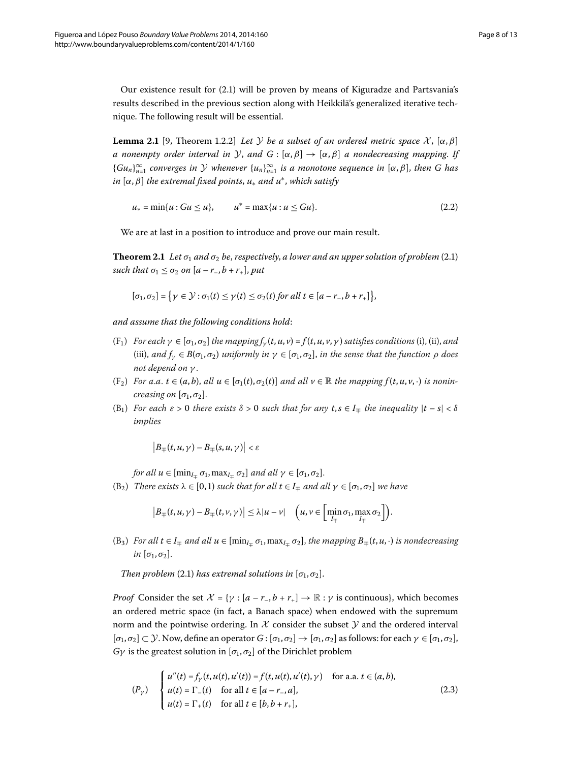Our existence result for (2.1) will be proven by means of Kiguradze and Partsvania's results described in the previous section along with Heikkilä's generalized iterative technique. The following result will be essential.

**Lemma 2.1** [9, Theorem 1.2.2] *Let $\mathcal{Y}$ be a subset of an ordered metric space $\mathcal{X}$, $[\alpha, \beta]$ a nonempty order interval in $\mathcal{Y}$, and $G : [\alpha, \beta] \to [\alpha, \beta]$ a nondecreasing mapping. If $\{Gu_n\}_{n=1}^{\infty}$ converges in $\mathcal{Y}$ whenever $\{u_n\}_{n=1}^{\infty}$ is a monotone sequence in $[\alpha, \beta]$, then $G$ has in $[\alpha, \beta]$ the extremal fixed points, $u_*$ and $u^*$, which satisfy*

$$u_* = \min\{u : Gu \le u\}, \qquad u^* = \max\{u : u \le Gu\}. \tag{2.2}$$

We are at last in a position to introduce and prove our main result.

**Theorem 2.1** *Let $\sigma_1$ and $\sigma_2$ be, respectively, a lower and an upper solution of problem* (2.1) *such that $\sigma_1 \le \sigma_2$ on $[a - r_-, b + r_+]$, put*

$$[\sigma_1, \sigma_2] = \{\gamma \in \mathcal{Y} : \sigma_1(t) \le \gamma(t) \le \sigma_2(t) \text{ for all } t \in [a - r_-, b + r_+]\},$$

*and assume that the following conditions hold*:

- $(\mathrm{F}_1)$ *For each $\gamma \in [\sigma_1, \sigma_2]$ the mapping $f_\gamma(t, u, v) = f(t, u, v, \gamma)$ satisfies conditions* (i), (ii), *and* (iii), *and $f_\gamma \in B(\sigma_1, \sigma_2)$ uniformly in $\gamma \in [\sigma_1, \sigma_2]$, in the sense that the function $\rho$ does not depend on $\gamma$.*
- $(\mathrm{F}_2)$ *For a.a. $t \in (a, b)$, all $u \in [\sigma_1(t), \sigma_2(t)]$ and all $v \in \mathbb{R}$ the mapping $f(t, u, v, \cdot)$ is nonincreasing on $[\sigma_1, \sigma_2]$.*
- $(\mathrm{B}_1)$ *For each $\varepsilon > 0$ there exists $\delta > 0$ such that for any $t, s \in I_\mp$ the inequality $|t - s| < \delta$ implies*

  $$\left|B_\mp(t, u, \gamma) - B_\mp(s, u, \gamma)\right| < \varepsilon$$

  *for all $u \in [\min_{I_\mp} \sigma_1, \max_{I_\mp} \sigma_2]$ and all $\gamma \in [\sigma_1, \sigma_2]$.*
- $(\mathrm{B}_2)$ *There exists $\lambda \in [0, 1)$ such that for all $t \in I_\mp$ and all $\gamma \in [\sigma_1, \sigma_2]$ we have*

  $$\left|B_\mp(t, u, \gamma) - B_\mp(t, v, \gamma)\right| \le \lambda |u - v| \quad \left(u, v \in \left[\min_{I_\mp} \sigma_1, \max_{I_\mp} \sigma_2\right]\right).$$

- $(\mathrm{B}_3)$ *For all $t \in I_\mp$ and all $u \in [\min_{I_\mp} \sigma_1, \max_{I_\mp} \sigma_2]$, the mapping $B_\mp(t, u, \cdot)$ is nondecreasing in $[\sigma_1, \sigma_2]$.*

*Then problem* (2.1) *has extremal solutions in $[\sigma_1, \sigma_2]$.*

*Proof* Consider the set $\mathcal{X} = \{\gamma : [a - r_-, b + r_+] \to \mathbb{R} : \gamma \text{ is continuous}\}$, which becomes an ordered metric space (in fact, a Banach space) when endowed with the supremum norm and the pointwise ordering. In $\mathcal{X}$ consider the subset $\mathcal{Y}$ and the ordered interval $[\sigma_1, \sigma_2] \subset \mathcal{Y}$. Now, define an operator $G : [\sigma_1, \sigma_2] \to [\sigma_1, \sigma_2]$ as follows: for each $\gamma \in [\sigma_1, \sigma_2]$, $G\gamma$ is the greatest solution in $[\sigma_1, \sigma_2]$ of the Dirichlet problem

$$(P_\gamma) \quad \begin{cases} u''(t) = f_\gamma(t, u(t), u'(t)) = f(t, u(t), u'(t), \gamma) & \text{for a.a. } t \in (a, b), \\ u(t) = \Gamma_-(t) & \text{for all } t \in [a - r_-, a], \\ u(t) = \Gamma_+(t) & \text{for all } t \in [b, b + r_+], \end{cases} \tag{2.3}$$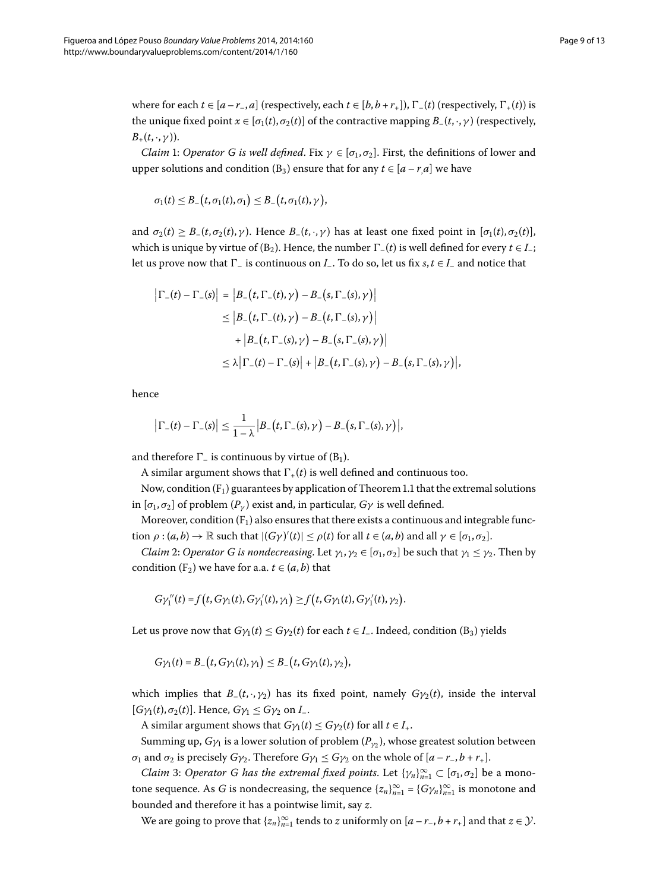where for each $t \in [a - r_-, a]$ (respectively, each $t \in [b, b + r_+]$), $\Gamma_-(t)$ (respectively, $\Gamma_+(t)$) is the unique fixed point $x \in [\sigma_1(t), \sigma_2(t)]$ of the contractive mapping $B_-(t, \cdot, \gamma)$ (respectively, $B_+(t, \cdot, \gamma)$).

*Claim* 1: *Operator G is well defined*. Fix $\gamma \in [\sigma_1, \sigma_2]$. First, the definitions of lower and upper solutions and condition ($B_3$) ensure that for any $t \in [a - r, a]$ we have

$$\sigma_1(t) \le B_-\big(t, \sigma_1(t), \sigma_1\big) \le B_-\big(t, \sigma_1(t), \gamma\big),$$

and $\sigma_2(t) \ge B_-(t, \sigma_2(t), \gamma)$. Hence $B_-(t, \cdot, \gamma)$ has at least one fixed point in $[\sigma_1(t), \sigma_2(t)]$, which is unique by virtue of ($B_2$). Hence, the number $\Gamma_-(t)$ is well defined for every $t \in I_-$; let us prove now that $\Gamma_-$ is continuous on $I_-$. To do so, let us fix $s, t \in I_-$ and notice that

$$\begin{aligned}
\big|\Gamma_-(t) - \Gamma_-(s)\big| &= \big|B_-\big(t, \Gamma_-(t), \gamma\big) - B_-\big(s, \Gamma_-(s), \gamma\big)\big| \\
&\le \big|B_-\big(t, \Gamma_-(t), \gamma\big) - B_-\big(t, \Gamma_-(s), \gamma\big)\big| \\
&\quad + \big|B_-\big(t, \Gamma_-(s), \gamma\big) - B_-\big(s, \Gamma_-(s), \gamma\big)\big| \\
&\le \lambda\big|\Gamma_-(t) - \Gamma_-(s)\big| + \big|B_-\big(t, \Gamma_-(s), \gamma\big) - B_-\big(s, \Gamma_-(s), \gamma\big)\big|,
\end{aligned}$$

hence

$$\big|\Gamma_-(t) - \Gamma_-(s)\big| \le \frac{1}{1 - \lambda}\big|B_-\big(t, \Gamma_-(s), \gamma\big) - B_-\big(s, \Gamma_-(s), \gamma\big)\big|,$$

and therefore $\Gamma_-$ is continuous by virtue of ($B_1$).

A similar argument shows that $\Gamma_+(t)$ is well defined and continuous too.

Now, condition ($F_1$) guarantees by application of Theorem 1.1 that the extremal solutions in $[\sigma_1, \sigma_2]$ of problem ($P_\gamma$) exist and, in particular, $G\gamma$ is well defined.

Moreover, condition ($F_1$) also ensures that there exists a continuous and integrable function $\rho : (a, b) \to \mathbb{R}$ such that $|(G\gamma)'(t)| \le \rho(t)$ for all $t \in (a, b)$ and all $\gamma \in [\sigma_1, \sigma_2]$.

*Claim* 2: *Operator G is nondecreasing*. Let $\gamma_1, \gamma_2 \in [\sigma_1, \sigma_2]$ be such that $\gamma_1 \le \gamma_2$. Then by condition ($F_2$) we have for a.a. $t \in (a, b)$ that

$$G\gamma_1''(t) = f\big(t, G\gamma_1(t), G\gamma_1'(t), \gamma_1\big) \ge f\big(t, G\gamma_1(t), G\gamma_1'(t), \gamma_2\big).$$

Let us prove now that $G\gamma_1(t) \le G\gamma_2(t)$ for each $t \in I_-$. Indeed, condition ($B_3$) yields

$$G\gamma_1(t) = B_-\big(t, G\gamma_1(t), \gamma_1\big) \le B_-\big(t, G\gamma_1(t), \gamma_2\big),$$

which implies that $B_-(t, \cdot, \gamma_2)$ has its fixed point, namely $G\gamma_2(t)$, inside the interval $[G\gamma_1(t), \sigma_2(t)]$. Hence, $G\gamma_1 \le G\gamma_2$ on $I_-$.

A similar argument shows that $G\gamma_1(t) \le G\gamma_2(t)$ for all $t \in I_+$.

Summing up, $G\gamma_1$ is a lower solution of problem ($P_{\gamma_2}$), whose greatest solution between $\sigma_1$ and $\sigma_2$ is precisely $G\gamma_2$. Therefore $G\gamma_1 \le G\gamma_2$ on the whole of $[a - r_-, b + r_+]$.

*Claim* 3: *Operator G has the extremal fixed points*. Let $\{\gamma_n\}_{n=1}^\infty \subset [\sigma_1, \sigma_2]$ be a monotone sequence. As $G$ is nondecreasing, the sequence $\{z_n\}_{n=1}^\infty = \{G\gamma_n\}_{n=1}^\infty$ is monotone and bounded and therefore it has a pointwise limit, say $z$.

We are going to prove that $\{z_n\}_{n=1}^\infty$ tends to $z$ uniformly on $[a - r_-, b + r_+]$ and that $z \in \mathcal{Y}$.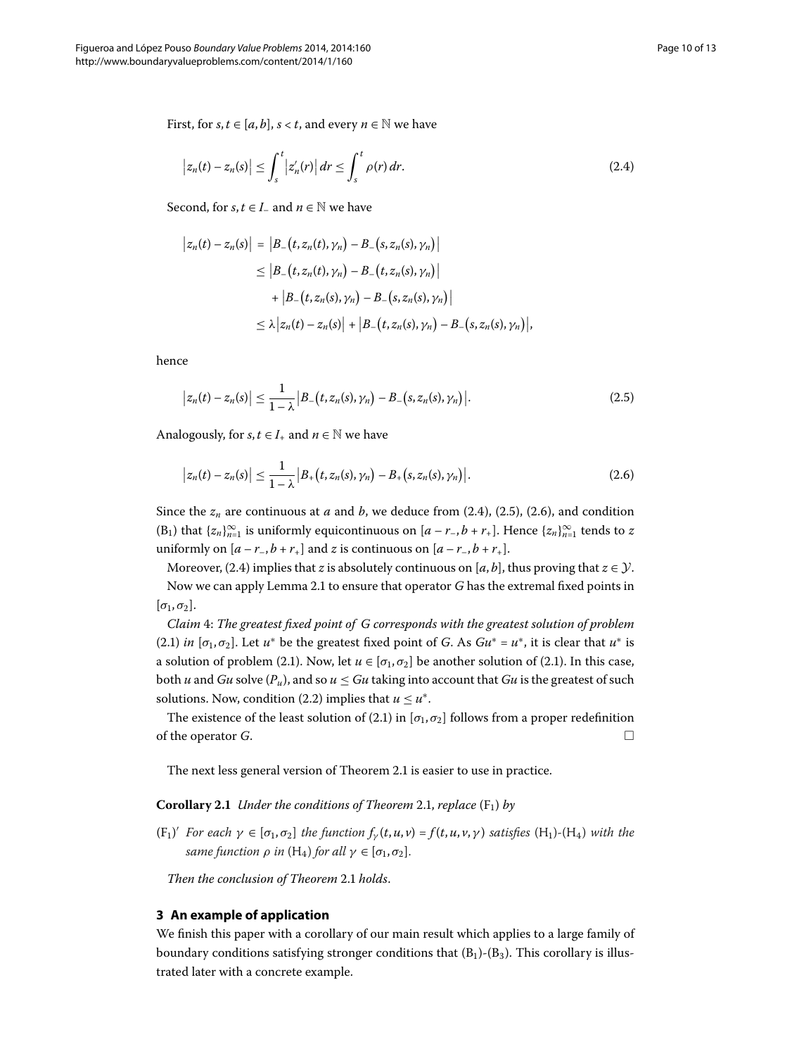First, for $s, t \in [a,b]$, $s < t$, and every $n \in \mathbb{N}$ we have

$$\left|z_n(t) - z_n(s)\right| \leq \int_s^t \left|z_n'(r)\right| dr \leq \int_s^t \rho(r)\, dr. \tag{2.4}$$

Second, for $s, t \in I_-$ and $n \in \mathbb{N}$ we have

$$\begin{aligned}
\left|z_n(t) - z_n(s)\right| &= \left|B_-\bigl(t, z_n(t), \gamma_n\bigr) - B_-\bigl(s, z_n(s), \gamma_n\bigr)\right| \\
&\leq \left|B_-\bigl(t, z_n(t), \gamma_n\bigr) - B_-\bigl(t, z_n(s), \gamma_n\bigr)\right| \\
&\quad + \left|B_-\bigl(t, z_n(s), \gamma_n\bigr) - B_-\bigl(s, z_n(s), \gamma_n\bigr)\right| \\
&\leq \lambda\left|z_n(t) - z_n(s)\right| + \left|B_-\bigl(t, z_n(s), \gamma_n\bigr) - B_-\bigl(s, z_n(s), \gamma_n\bigr)\right|,
\end{aligned}$$

hence

$$\left|z_n(t) - z_n(s)\right| \leq \frac{1}{1-\lambda}\left|B_-\bigl(t, z_n(s), \gamma_n\bigr) - B_-\bigl(s, z_n(s), \gamma_n\bigr)\right|. \tag{2.5}$$

Analogously, for $s, t \in I_+$ and $n \in \mathbb{N}$ we have

$$\left|z_n(t) - z_n(s)\right| \leq \frac{1}{1-\lambda}\left|B_+\bigl(t, z_n(s), \gamma_n\bigr) - B_+\bigl(s, z_n(s), \gamma_n\bigr)\right|. \tag{2.6}$$

Since the $z_n$ are continuous at $a$ and $b$, we deduce from (2.4), (2.5), (2.6), and condition ($B_1$) that $\{z_n\}_{n=1}^{\infty}$ is uniformly equicontinuous on $[a - r_-, b + r_+]$. Hence $\{z_n\}_{n=1}^{\infty}$ tends to $z$ uniformly on $[a - r_-, b + r_+]$ and $z$ is continuous on $[a - r_-, b + r_+]$.

Moreover, (2.4) implies that $z$ is absolutely continuous on $[a,b]$, thus proving that $z \in \mathcal{Y}$.

Now we can apply Lemma 2.1 to ensure that operator $G$ has the extremal fixed points in $[\sigma_1, \sigma_2]$.

*Claim* 4: *The greatest fixed point of $G$ corresponds with the greatest solution of problem* (2.1) *in* $[\sigma_1, \sigma_2]$. Let $u^*$ be the greatest fixed point of $G$. As $Gu^* = u^*$, it is clear that $u^*$ is a solution of problem (2.1). Now, let $u \in [\sigma_1, \sigma_2]$ be another solution of (2.1). In this case, both $u$ and $Gu$ solve ($P_u$), and so $u \leq Gu$ taking into account that $Gu$ is the greatest of such solutions. Now, condition (2.2) implies that $u \leq u^*$.

The existence of the least solution of (2.1) in $[\sigma_1, \sigma_2]$ follows from a proper redefinition of the operator $G$. □

The next less general version of Theorem 2.1 is easier to use in practice.

**Corollary 2.1** *Under the conditions of Theorem* 2.1, *replace* ($F_1$) *by*

($F_1$)$'$ *For each $\gamma \in [\sigma_1, \sigma_2]$ the function $f_\gamma(t, u, v) = f(t, u, v, \gamma)$ satisfies* ($H_1$)-($H_4$) *with the same function $\rho$ in* ($H_4$) *for all $\gamma \in [\sigma_1, \sigma_2]$.*

*Then the conclusion of Theorem* 2.1 *holds*.

## 3 An example of application

We finish this paper with a corollary of our main result which applies to a large family of boundary conditions satisfying stronger conditions that ($B_1$)-($B_3$). This corollary is illustrated later with a concrete example.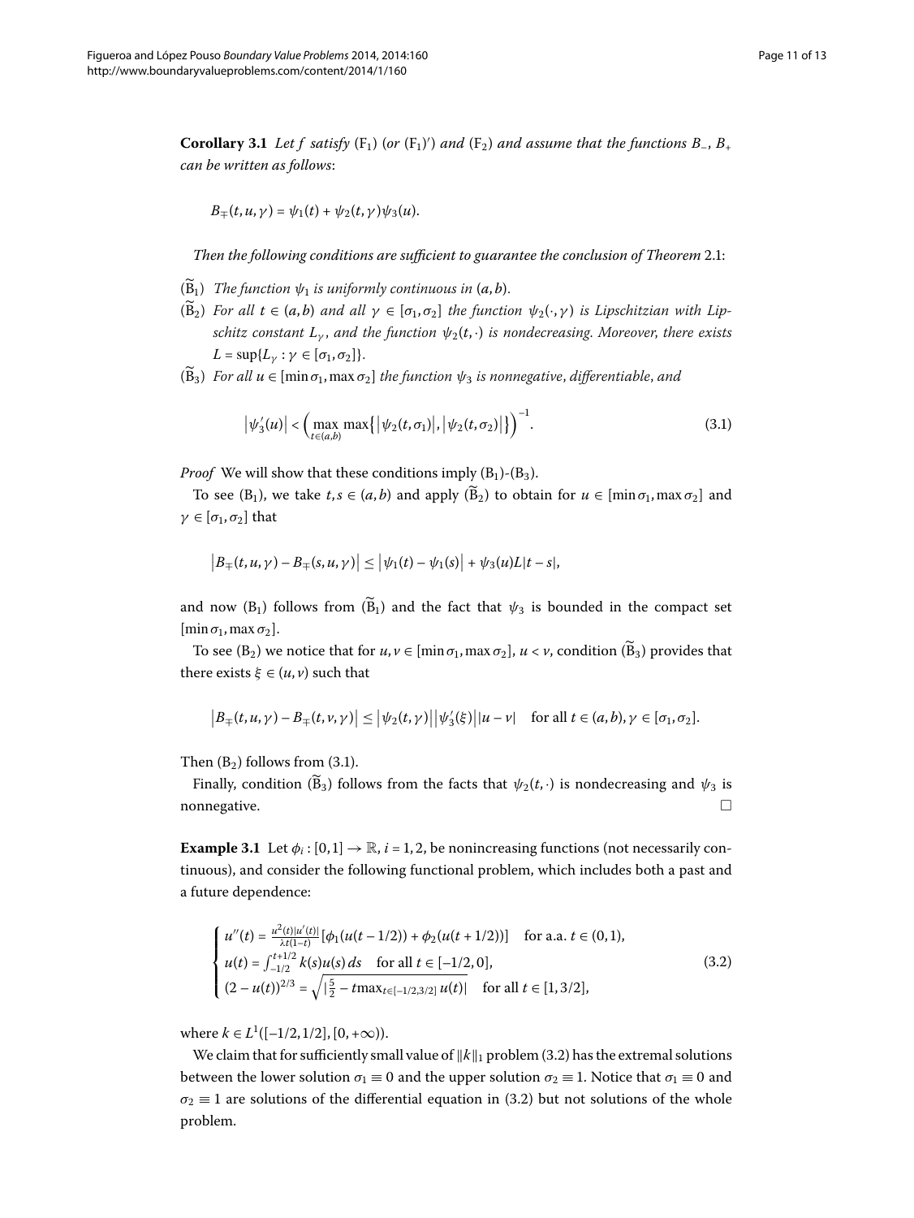**Corollary 3.1** *Let f satisfy* $(\mathrm{F}_1)$ (*or* $(\mathrm{F}_1)'$) *and* $(\mathrm{F}_2)$ *and assume that the functions* $B_-$, $B_+$ *can be written as follows*:

$$B_{\mp}(t,u,\gamma) = \psi_1(t) + \psi_2(t,\gamma)\psi_3(u).$$

*Then the following conditions are sufficient to guarantee the conclusion of Theorem* 2.1:

$(\widetilde{\mathrm{B}}_1)$ *The function* $\psi_1$ *is uniformly continuous in* $(a,b)$.

$(\widetilde{\mathrm{B}}_2)$ *For all* $t \in (a,b)$ *and all* $\gamma \in [\sigma_1,\sigma_2]$ *the function* $\psi_2(\cdot,\gamma)$ *is Lipschitzian with Lipschitz constant* $L_\gamma$, *and the function* $\psi_2(t,\cdot)$ *is nondecreasing. Moreover, there exists* $L = \sup\{L_\gamma : \gamma \in [\sigma_1,\sigma_2]\}$.

$(\widetilde{\mathrm{B}}_3)$ *For all* $u \in [\min\sigma_1, \max\sigma_2]$ *the function* $\psi_3$ *is nonnegative*, *differentiable*, *and*

$$\left|\psi_3'(u)\right| < \left(\max_{t\in(a,b)} \max\left\{\left|\psi_2(t,\sigma_1)\right|, \left|\psi_2(t,\sigma_2)\right|\right\}\right)^{-1}. \tag{3.1}$$

*Proof* We will show that these conditions imply $(\mathrm{B}_1)$-$(\mathrm{B}_3)$.

To see $(\mathrm{B}_1)$, we take $t,s \in (a,b)$ and apply $(\widetilde{\mathrm{B}}_2)$ to obtain for $u \in [\min\sigma_1, \max\sigma_2]$ and $\gamma \in [\sigma_1,\sigma_2]$ that

$$\left|B_{\mp}(t,u,\gamma) - B_{\mp}(s,u,\gamma)\right| \le \left|\psi_1(t) - \psi_1(s)\right| + \psi_3(u)L|t-s|,$$

and now $(\mathrm{B}_1)$ follows from $(\widetilde{\mathrm{B}}_1)$ and the fact that $\psi_3$ is bounded in the compact set $[\min\sigma_1, \max\sigma_2]$.

To see $(\mathrm{B}_2)$ we notice that for $u,v \in [\min\sigma_1, \max\sigma_2]$, $u < v$, condition $(\widetilde{\mathrm{B}}_3)$ provides that there exists $\xi \in (u,v)$ such that

$$\left|B_{\mp}(t,u,\gamma) - B_{\mp}(t,v,\gamma)\right| \le \left|\psi_2(t,\gamma)\right|\left|\psi_3'(\xi)\right||u-v| \quad \text{for all } t \in (a,b), \gamma \in [\sigma_1,\sigma_2].$$

Then $(\mathrm{B}_2)$ follows from (3.1).

Finally, condition $(\widetilde{\mathrm{B}}_3)$ follows from the facts that $\psi_2(t,\cdot)$ is nondecreasing and $\psi_3$ is nonnegative. □

**Example 3.1** Let $\phi_i : [0,1] \to \mathbb{R}$, $i = 1,2$, be nonincreasing functions (not necessarily continuous), and consider the following functional problem, which includes both a past and a future dependence:

$$\begin{cases} u''(t) = \frac{u^2(t)|u'(t)|}{\lambda t(1-t)}[\phi_1(u(t-1/2)) + \phi_2(u(t+1/2))] & \text{for a.a. } t \in (0,1), \\ u(t) = \int_{-1/2}^{t+1/2} k(s)u(s)\,ds & \text{for all } t \in [-1/2,0], \\ (2-u(t))^{2/3} = \sqrt{|\frac{5}{2} - t\max_{t\in[-1/2,3/2]} u(t)|} & \text{for all } t \in [1,3/2], \end{cases} \tag{3.2}$$

where $k \in L^1([-1/2,1/2],[0,+\infty))$.

We claim that for sufficiently small value of $\|k\|_1$ problem (3.2) has the extremal solutions between the lower solution $\sigma_1 \equiv 0$ and the upper solution $\sigma_2 \equiv 1$. Notice that $\sigma_1 \equiv 0$ and $\sigma_2 \equiv 1$ are solutions of the differential equation in (3.2) but not solutions of the whole problem.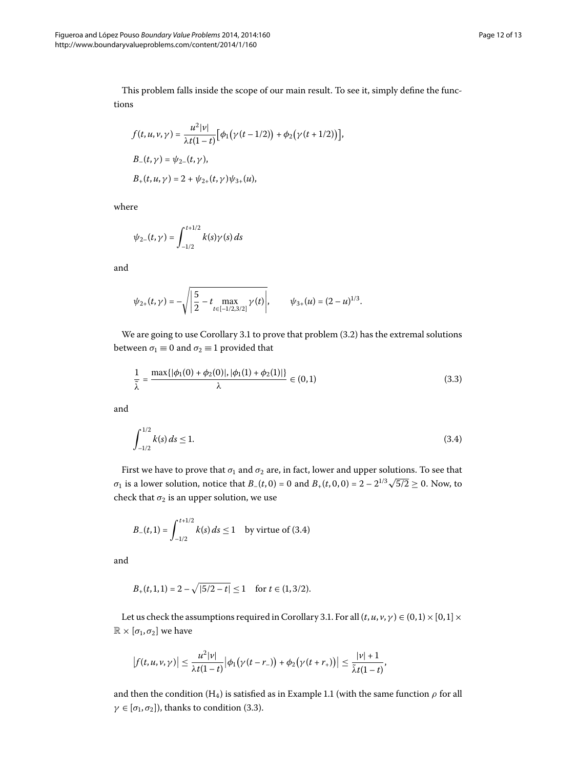This problem falls inside the scope of our main result. To see it, simply define the functions

$$
\begin{aligned}
f(t,u,v,\gamma) &= \frac{u^2|v|}{\lambda t(1-t)}\big[\phi_1\big(\gamma(t-1/2)\big)+\phi_2\big(\gamma(t+1/2)\big)\big],\\
B_-(t,\gamma) &= \psi_{2-}(t,\gamma),\\
B_+(t,u,\gamma) &= 2+\psi_{2+}(t,\gamma)\psi_{3+}(u),
\end{aligned}
$$

where

$$
\psi_{2-}(t,\gamma) = \int_{-1/2}^{t+1/2} k(s)\gamma(s)\,ds
$$

and

$$
\psi_{2+}(t,\gamma) = -\sqrt{\left|\frac{5}{2} - t\max_{t\in[-1/2,3/2]}\gamma(t)\right|}, \qquad \psi_{3+}(u) = (2-u)^{1/3}.
$$

We are going to use Corollary 3.1 to prove that problem (3.2) has the extremal solutions between $\sigma_1 \equiv 0$ and $\sigma_2 \equiv 1$ provided that

$$
\frac{1}{\tilde{\lambda}} = \frac{\max\{|\phi_1(0)+\phi_2(0)|, |\phi_1(1)+\phi_2(1)|\}}{\lambda} \in (0,1) \tag{3.3}
$$

and

$$
\int_{-1/2}^{1/2} k(s)\,ds \le 1. \tag{3.4}
$$

First we have to prove that $\sigma_1$ and $\sigma_2$ are, in fact, lower and upper solutions. To see that $\sigma_1$ is a lower solution, notice that $B_-(t,0)=0$ and $B_+(t,0,0) = 2 - 2^{1/3}\sqrt{5/2} \ge 0$. Now, to check that $\sigma_2$ is an upper solution, we use

$$
B_-(t,1) = \int_{-1/2}^{t+1/2} k(s)\,ds \le 1 \quad \text{by virtue of (3.4)}
$$

and

$$
B_+(t,1,1) = 2 - \sqrt{|5/2-t|} \le 1 \quad \text{for } t \in (1,3/2).
$$

Let us check the assumptions required in Corollary 3.1. For all $(t,u,v,\gamma) \in (0,1)\times[0,1]\times\mathbb{R}\times[\sigma_1,\sigma_2]$ we have

$$
\big|f(t,u,v,\gamma)\big| \le \frac{u^2|v|}{\lambda t(1-t)}\big|\phi_1\big(\gamma(t-r_-)\big)+\phi_2\big(\gamma(t+r_+)\big)\big| \le \frac{|v|+1}{\tilde{\lambda} t(1-t)},
$$

and then the condition $(\mathrm{H}_4)$ is satisfied as in Example 1.1 (with the same function $\rho$ for all $\gamma\in[\sigma_1,\sigma_2]$), thanks to condition (3.3).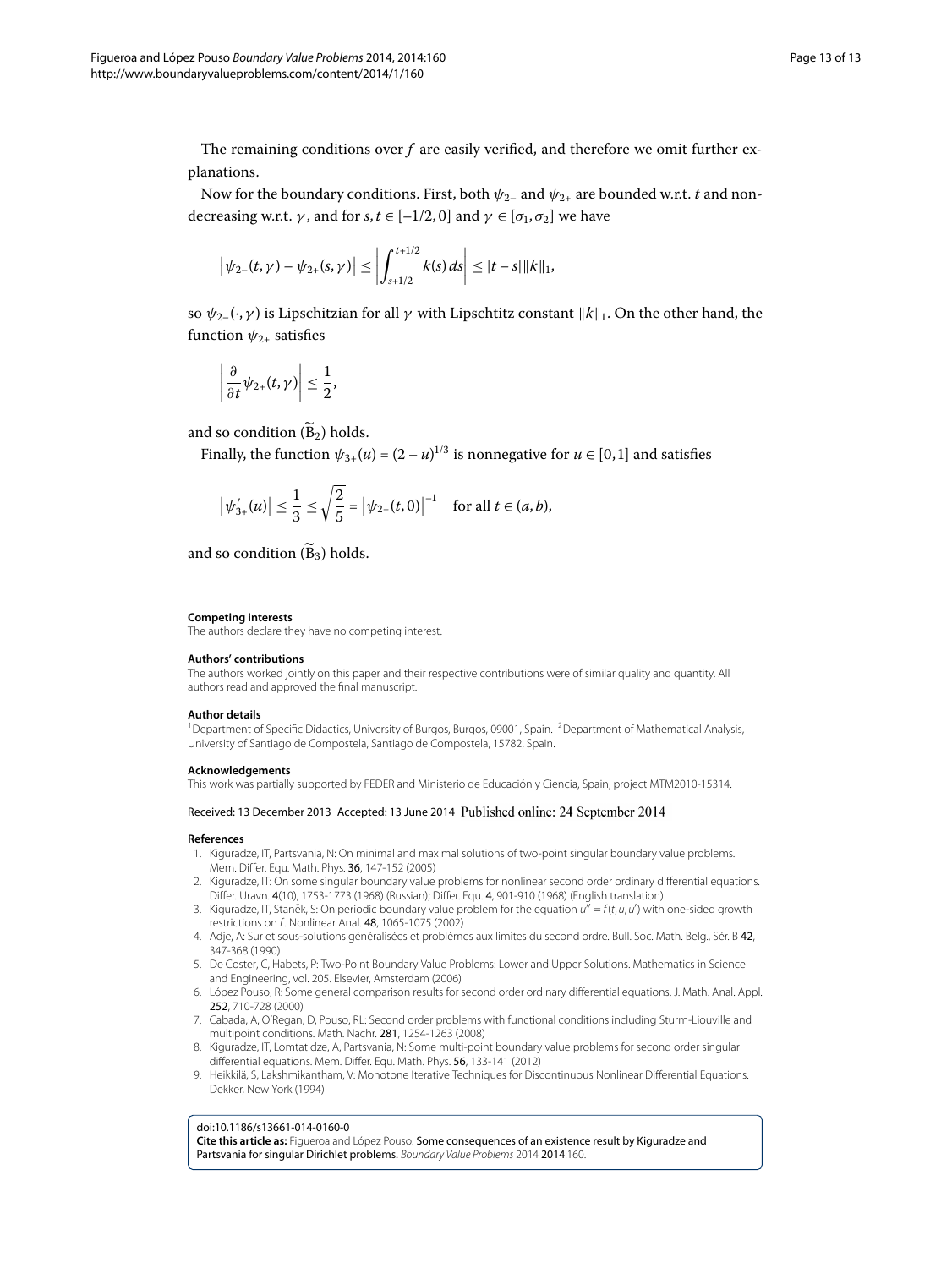The remaining conditions over $f$ are easily verified, and therefore we omit further explanations.

Now for the boundary conditions. First, both $\psi_{2-}$ and $\psi_{2+}$ are bounded w.r.t. $t$ and nondecreasing w.r.t. $\gamma$, and for $s,t \in [-1/2, 0]$ and $\gamma \in [\sigma_1, \sigma_2]$ we have

$$\left|\psi_{2-}(t,\gamma) - \psi_{2+}(s,\gamma)\right| \leq \left|\int_{s+1/2}^{t+1/2} k(s)\,ds\right| \leq |t-s|\|k\|_1,$$

so $\psi_{2-}(\cdot,\gamma)$ is Lipschitzian for all $\gamma$ with Lipschtitz constant $\|k\|_1$. On the other hand, the function $\psi_{2+}$ satisfies

$$\left|\frac{\partial}{\partial t}\psi_{2+}(t,\gamma)\right| \leq \frac{1}{2},$$

and so condition $(\widetilde{\mathrm{B}}_2)$ holds.

Finally, the function $\psi_{3+}(u) = (2-u)^{1/3}$ is nonnegative for $u \in [0,1]$ and satisfies

$$\left|\psi_{3+}'(u)\right| \leq \frac{1}{3} \leq \sqrt{\frac{2}{5}} = \left|\psi_{2+}(t,0)\right|^{-1} \quad \text{for all } t \in (a,b),$$

and so condition $(\widetilde{\mathrm{B}}_3)$ holds.

#### Competing interests

The authors declare they have no competing interest.

#### Authors' contributions

The authors worked jointly on this paper and their respective contributions were of similar quality and quantity. All authors read and approved the final manuscript.

#### Author details

[1]Department of Specific Didactics, University of Burgos, Burgos, 09001, Spain. [2]Department of Mathematical Analysis, University of Santiago de Compostela, Santiago de Compostela, 15782, Spain.

#### Acknowledgements

This work was partially supported by FEDER and Ministerio de Educación y Ciencia, Spain, project MTM2010-15314.

Received: 13 December 2013 Accepted: 13 June 2014 Published online: 24 September 2014

#### References

1. Kiguradze, IT, Partsvania, N: On minimal and maximal solutions of two-point singular boundary value problems. Mem. Differ. Equ. Math. Phys. **36**, 147-152 (2005)
2. Kiguradze, IT: On some singular boundary value problems for nonlinear second order ordinary differential equations. Differ. Uravn. **4**(10), 1753-1773 (1968) (Russian); Differ. Equ. **4**, 901-910 (1968) (English translation)
3. Kiguradze, IT, Staněk, S: On periodic boundary value problem for the equation $u'' = f(t,u,u')$ with one-sided growth restrictions on $f$. Nonlinear Anal. **48**, 1065-1075 (2002)
4. Adje, A: Sur et sous-solutions généralisées et problèmes aux limites du second ordre. Bull. Soc. Math. Belg., Sér. B **42**, 347-368 (1990)
5. De Coster, C, Habets, P: Two-Point Boundary Value Problems: Lower and Upper Solutions. Mathematics in Science and Engineering, vol. 205. Elsevier, Amsterdam (2006)
6. López Pouso, R: Some general comparison results for second order ordinary differential equations. J. Math. Anal. Appl. **252**, 710-728 (2000)
7. Cabada, A, O'Regan, D, Pouso, RL: Second order problems with functional conditions including Sturm-Liouville and multipoint conditions. Math. Nachr. **281**, 1254-1263 (2008)
8. Kiguradze, IT, Lomtatidze, A, Partsvania, N: Some multi-point boundary value problems for second order singular differential equations. Mem. Differ. Equ. Math. Phys. **56**, 133-141 (2012)
9. Heikkilä, S, Lakshmikantham, V: Monotone Iterative Techniques for Discontinuous Nonlinear Differential Equations. Dekker, New York (1994)

doi:10.1186/s13661-014-0160-0

**Cite this article as:** Figueroa and López Pouso: Some consequences of an existence result by Kiguradze and Partsvania for singular Dirichlet problems. *Boundary Value Problems* 2014 **2014**:160.